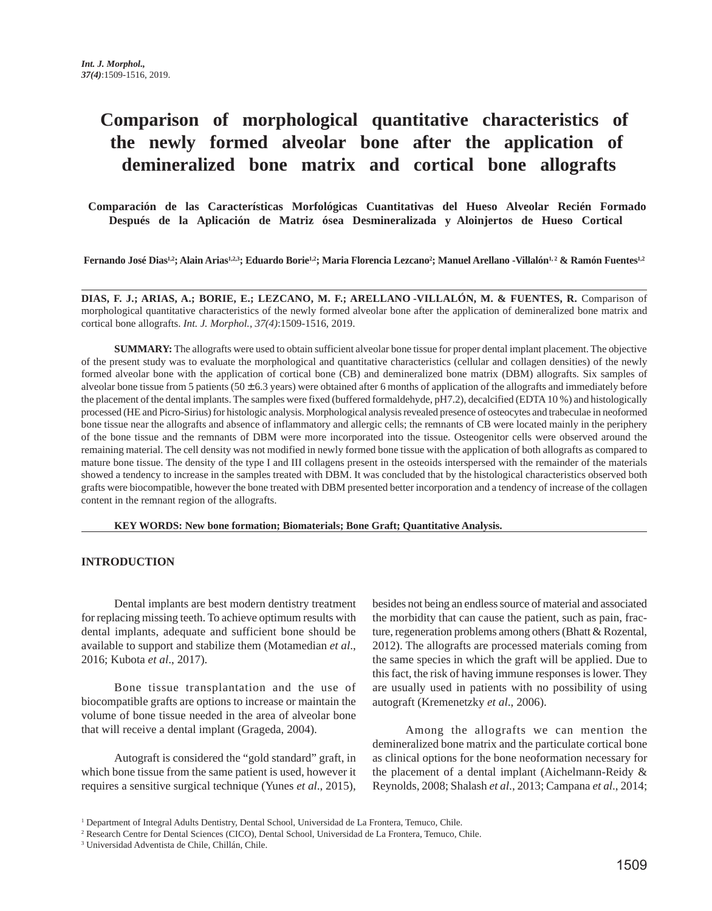# Comparison of morphological quantitative characteristics of the newly formed alveolar bone after the application of demineralized bone matrix and cortical bone allografts

**Comparación de las Características Morfológicas Cuantitativas del Hueso Alveolar Recién Formado Después de la Aplicación de Matriz ósea Desmineralizada y Aloinjertos de Hueso Cortical**

**Fernando José Dias[1,2]; Alain Arias[1,2,3]; Eduardo Borie[1,2]; Maria Florencia Lezcano[2]; Manuel Arellano -Villalón[1, 2] & Ramón Fuentes[1,2]**

**DIAS, F. J.; ARIAS, A.; BORIE, E.; LEZCANO, M. F.; ARELLANO -VILLALÓN, M. & FUENTES, R.** Comparison of morphological quantitative characteristics of the newly formed alveolar bone after the application of demineralized bone matrix and cortical bone allografts. *Int. J. Morphol., 37(4)*:1509-1516, 2019.

**SUMMARY:** The allografts were used to obtain sufficient alveolar bone tissue for proper dental implant placement. The objective of the present study was to evaluate the morphological and quantitative characteristics (cellular and collagen densities) of the newly formed alveolar bone with the application of cortical bone (CB) and demineralized bone matrix (DBM) allografts. Six samples of alveolar bone tissue from 5 patients (50 ± 6.3 years) were obtained after 6 months of application of the allografts and immediately before the placement of the dental implants. The samples were fixed (buffered formaldehyde, pH7.2), decalcified (EDTA 10 %) and histologically processed (HE and Picro-Sirius) for histologic analysis. Morphological analysis revealed presence of osteocytes and trabeculae in neoformed bone tissue near the allografts and absence of inflammatory and allergic cells; the remnants of CB were located mainly in the periphery of the bone tissue and the remnants of DBM were more incorporated into the tissue. Osteogenitor cells were observed around the remaining material. The cell density was not modified in newly formed bone tissue with the application of both allografts as compared to mature bone tissue. The density of the type I and III collagens present in the osteoids interspersed with the remainder of the materials showed a tendency to increase in the samples treated with DBM. It was concluded that by the histological characteristics observed both grafts were biocompatible, however the bone treated with DBM presented better incorporation and a tendency of increase of the collagen content in the remnant region of the allografts.

**KEY WORDS: New bone formation; Biomaterials; Bone Graft; Quantitative Analysis.**

## INTRODUCTION

Dental implants are best modern dentistry treatment for replacing missing teeth. To achieve optimum results with dental implants, adequate and sufficient bone should be available to support and stabilize them (Motamedian *et al*., 2016; Kubota *et al*., 2017).

Bone tissue transplantation and the use of biocompatible grafts are options to increase or maintain the volume of bone tissue needed in the area of alveolar bone that will receive a dental implant (Grageda, 2004).

Autograft is considered the "gold standard" graft, in which bone tissue from the same patient is used, however it requires a sensitive surgical technique (Yunes *et al*., 2015), besides not being an endless source of material and associated the morbidity that can cause the patient, such as pain, fracture, regeneration problems among others (Bhatt & Rozental, 2012). The allografts are processed materials coming from the same species in which the graft will be applied. Due to this fact, the risk of having immune responses is lower. They are usually used in patients with no possibility of using autograft (Kremenetzky *et al*., 2006).

Among the allografts we can mention the demineralized bone matrix and the particulate cortical bone as clinical options for the bone neoformation necessary for the placement of a dental implant (Aichelmann-Reidy & Reynolds, 2008; Shalash *et al*., 2013; Campana *et al*., 2014;

[1] Department of Integral Adults Dentistry, Dental School, Universidad de La Frontera, Temuco, Chile.
[2] Research Centre for Dental Sciences (CICO), Dental School, Universidad de La Frontera, Temuco, Chile.
[3] Universidad Adventista de Chile, Chillán, Chile.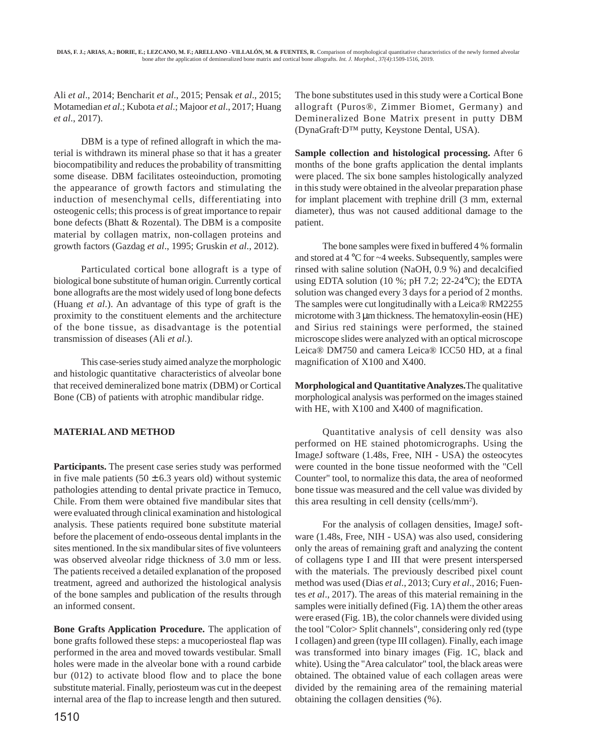Ali *et al*., 2014; Bencharit *et al*., 2015; Pensak *et al*., 2015; Motamedian *et al*.; Kubota *et al*.; Majoor *et al*., 2017; Huang *et al*., 2017).

DBM is a type of refined allograft in which the material is withdrawn its mineral phase so that it has a greater biocompatibility and reduces the probability of transmitting some disease. DBM facilitates osteoinduction, promoting the appearance of growth factors and stimulating the induction of mesenchymal cells, differentiating into osteogenic cells; this process is of great importance to repair bone defects (Bhatt & Rozental). The DBM is a composite material by collagen matrix, non-collagen proteins and growth factors (Gazdag *et al*., 1995; Gruskin *et al*., 2012).

Particulated cortical bone allograft is a type of biological bone substitute of human origin. Currently cortical bone allografts are the most widely used of long bone defects (Huang *et al*.). An advantage of this type of graft is the proximity to the constituent elements and the architecture of the bone tissue, as disadvantage is the potential transmission of diseases (Ali *et al*.).

This case-series study aimed analyze the morphologic and histologic quantitative characteristics of alveolar bone that received demineralized bone matrix (DBM) or Cortical Bone (CB) of patients with atrophic mandibular ridge.

## MATERIAL AND METHOD

**Participants.** The present case series study was performed in five male patients (50 ± 6.3 years old) without systemic pathologies attending to dental private practice in Temuco, Chile. From them were obtained five mandibular sites that were evaluated through clinical examination and histological analysis. These patients required bone substitute material before the placement of endo-osseous dental implants in the sites mentioned. In the six mandibular sites of five volunteers was observed alveolar ridge thickness of 3.0 mm or less. The patients received a detailed explanation of the proposed treatment, agreed and authorized the histological analysis of the bone samples and publication of the results through an informed consent.

**Bone Grafts Application Procedure.** The application of bone grafts followed these steps: a mucoperiosteal flap was performed in the area and moved towards vestibular. Small holes were made in the alveolar bone with a round carbide bur (012) to activate blood flow and to place the bone substitute material. Finally, periosteum was cut in the deepest internal area of the flap to increase length and then sutured.

The bone substitutes used in this study were a Cortical Bone allograft (Puros®, Zimmer Biomet, Germany) and Demineralized Bone Matrix present in putty DBM (DynaGraft·D™ putty, Keystone Dental, USA).

**Sample collection and histological processing.** After 6 months of the bone grafts application the dental implants were placed. The six bone samples histologically analyzed in this study were obtained in the alveolar preparation phase for implant placement with trephine drill (3 mm, external diameter), thus was not caused additional damage to the patient.

The bone samples were fixed in buffered 4 % formalin and stored at 4 °C for ~4 weeks. Subsequently, samples were rinsed with saline solution (NaOH, 0.9 %) and decalcified using EDTA solution (10 %; pH 7.2; 22-24°C); the EDTA solution was changed every 3 days for a period of 2 months. The samples were cut longitudinally with a Leica® RM2255 microtome with 3 μm thickness. The hematoxylin-eosin (HE) and Sirius red stainings were performed, the stained microscope slides were analyzed with an optical microscope Leica® DM750 and camera Leica® ICC50 HD, at a final magnification of X100 and X400.

**Morphological and Quantitative Analyzes.** The qualitative morphological analysis was performed on the images stained with HE, with X100 and X400 of magnification.

Quantitative analysis of cell density was also performed on HE stained photomicrographs. Using the ImageJ software (1.48s, Free, NIH - USA) the osteocytes were counted in the bone tissue neoformed with the "Cell Counter" tool, to normalize this data, the area of neoformed bone tissue was measured and the cell value was divided by this area resulting in cell density (cells/mm$^2$).

For the analysis of collagen densities, ImageJ software (1.48s, Free, NIH - USA) was also used, considering only the areas of remaining graft and analyzing the content of collagens type I and III that were present interspersed with the materials. The previously described pixel count method was used (Dias *et al*., 2013; Cury *et al*., 2016; Fuentes *et al*., 2017). The areas of this material remaining in the samples were initially defined (Fig. 1A) them the other areas were erased (Fig. 1B), the color channels were divided using the tool "Color> Split channels", considering only red (type I collagen) and green (type III collagen). Finally, each image was transformed into binary images (Fig. 1C, black and white). Using the "Area calculator" tool, the black areas were obtained. The obtained value of each collagen areas were divided by the remaining area of the remaining material obtaining the collagen densities (%).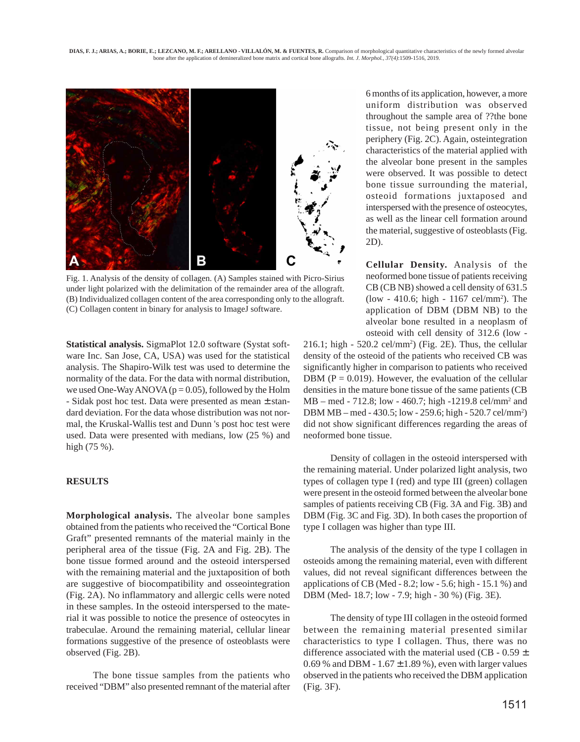Fig. 1. Analysis of the density of collagen. (A) Samples stained with Picro-Sirius under light polarized with the delimitation of the remainder area of the allograft. (B) Individualized collagen content of the area corresponding only to the allograft. (C) Collagen content in binary for analysis to ImageJ software.

**Statistical analysis.** SigmaPlot 12.0 software (Systat software Inc. San Jose, CA, USA) was used for the statistical analysis. The Shapiro-Wilk test was used to determine the normality of the data. For the data with normal distribution, we used One-Way ANOVA ($p = 0.05$), followed by the Holm - Sidak post hoc test. Data were presented as mean ± standard deviation. For the data whose distribution was not normal, the Kruskal-Wallis test and Dunn 's post hoc test were used. Data were presented with medians, low (25 %) and high (75 %).

## RESULTS

**Morphological analysis.** The alveolar bone samples obtained from the patients who received the "Cortical Bone Graft" presented remnants of the material mainly in the peripheral area of the tissue (Fig. 2A and Fig. 2B). The bone tissue formed around and the osteoid interspersed with the remaining material and the juxtaposition of both are suggestive of biocompatibility and osseointegration (Fig. 2A). No inflammatory and allergic cells were noted in these samples. In the osteoid interspersed to the material it was possible to notice the presence of osteocytes in trabeculae. Around the remaining material, cellular linear formations suggestive of the presence of osteoblasts were observed (Fig. 2B).

The bone tissue samples from the patients who received "DBM" also presented remnant of the material after 6 months of its application, however, a more uniform distribution was observed throughout the sample area of ??the bone tissue, not being present only in the periphery (Fig. 2C). Again, osteintegration characteristics of the material applied with the alveolar bone present in the samples were observed. It was possible to detect bone tissue surrounding the material, osteoid formations juxtaposed and interspersed with the presence of osteocytes, as well as the linear cell formation around the material, suggestive of osteoblasts (Fig. 2D).

**Cellular Density.** Analysis of the neoformed bone tissue of patients receiving CB (CB NB) showed a cell density of 631.5 (low - 410.6; high - 1167 cel/mm$^2$). The application of DBM (DBM NB) to the alveolar bone resulted in a neoplasm of osteoid with cell density of 312.6 (low - 216.1; high - 520.2 cel/mm$^2$) (Fig. 2E). Thus, the cellular density of the osteoid of the patients who received CB was significantly higher in comparison to patients who received DBM ($P = 0.019$). However, the evaluation of the cellular densities in the mature bone tissue of the same patients (CB MB – med - 712.8; low - 460.7; high -1219.8 cel/mm$^2$ and DBM MB – med - 430.5; low - 259.6; high - 520.7 cel/mm$^2$) did not show significant differences regarding the areas of neoformed bone tissue.

Density of collagen in the osteoid interspersed with the remaining material. Under polarized light analysis, two types of collagen type I (red) and type III (green) collagen were present in the osteoid formed between the alveolar bone samples of patients receiving CB (Fig. 3A and Fig. 3B) and DBM (Fig. 3C and Fig. 3D). In both cases the proportion of type I collagen was higher than type III.

The analysis of the density of the type I collagen in osteoids among the remaining material, even with different values, did not reveal significant differences between the applications of CB (Med - 8.2; low - 5.6; high - 15.1 %) and DBM (Med- 18.7; low - 7.9; high - 30 %) (Fig. 3E).

The density of type III collagen in the osteoid formed between the remaining material presented similar characteristics to type I collagen. Thus, there was no difference associated with the material used (CB - 0.59 ± 0.69 % and DBM - 1.67 ± 1.89 %), even with larger values observed in the patients who received the DBM application (Fig. 3F).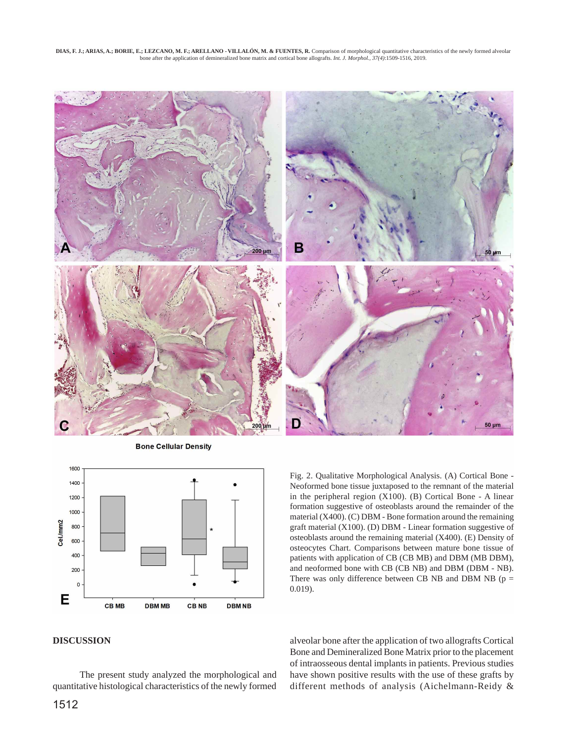Fig. 2. Qualitative Morphological Analysis. (A) Cortical Bone - Neoformed bone tissue juxtaposed to the remnant of the material in the peripheral region (X100). (B) Cortical Bone - A linear formation suggestive of osteoblasts around the remainder of the material (X400). (C) DBM - Bone formation around the remaining graft material (X100). (D) DBM - Linear formation suggestive of osteoblasts around the remaining material (X400). (E) Density of osteocytes Chart. Comparisons between mature bone tissue of patients with application of CB (CB MB) and DBM (MB DBM), and neoformed bone with CB (CB NB) and DBM (DBM - NB). There was only difference between CB NB and DBM NB ($p = 0.019$).

## DISCUSSION

The present study analyzed the morphological and quantitative histological characteristics of the newly formed alveolar bone after the application of two allografts Cortical Bone and Demineralized Bone Matrix prior to the placement of intraosseous dental implants in patients. Previous studies have shown positive results with the use of these grafts by different methods of analysis (Aichelmann-Reidy &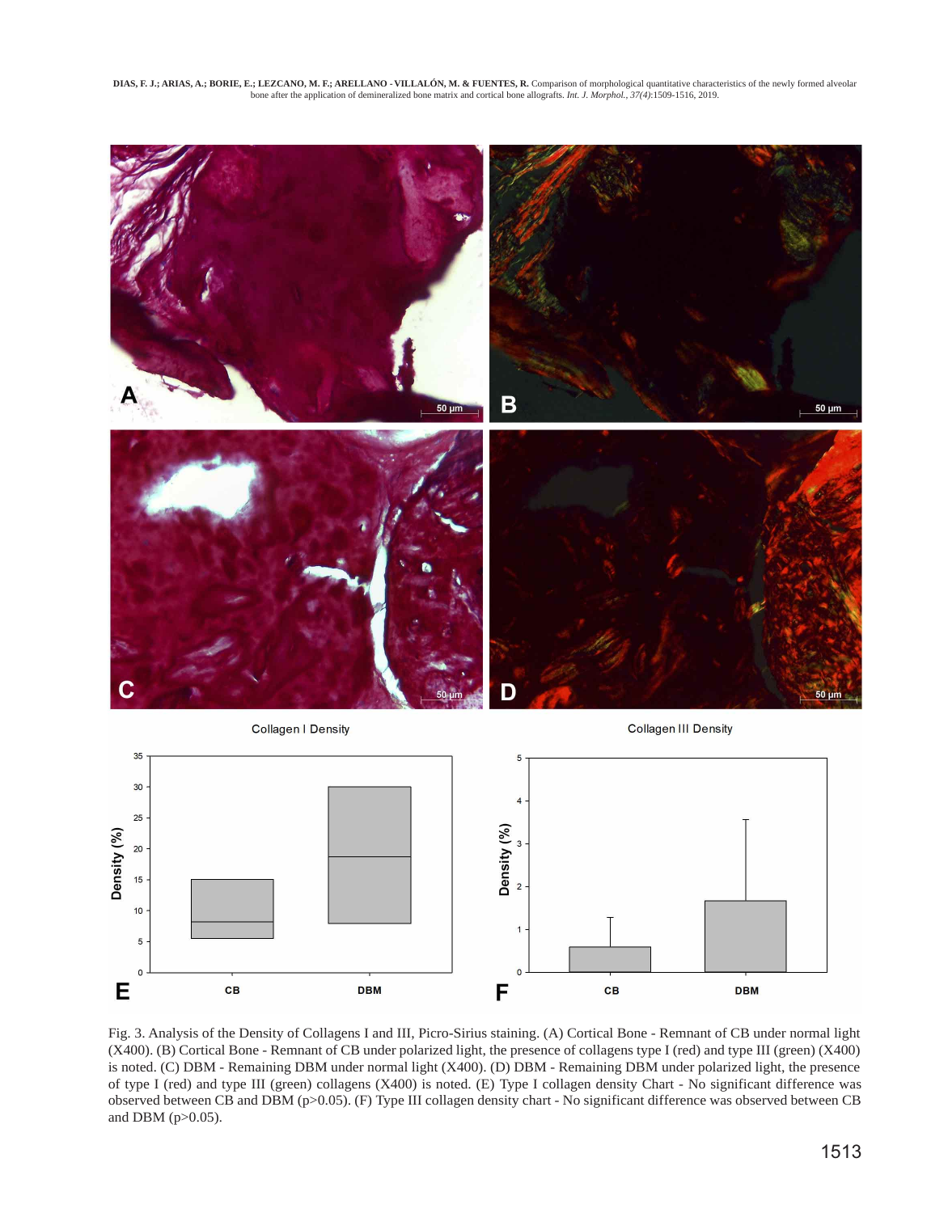Fig. 3. Analysis of the Density of Collagens I and III, Picro-Sirius staining. (A) Cortical Bone - Remnant of CB under normal light (X400). (B) Cortical Bone - Remnant of CB under polarized light, the presence of collagens type I (red) and type III (green) (X400) is noted. (C) DBM - Remaining DBM under normal light (X400). (D) DBM - Remaining DBM under polarized light, the presence of type I (red) and type III (green) collagens (X400) is noted. (E) Type I collagen density Chart - No significant difference was observed between CB and DBM (p>0.05). (F) Type III collagen density chart - No significant difference was observed between CB and DBM (p>0.05).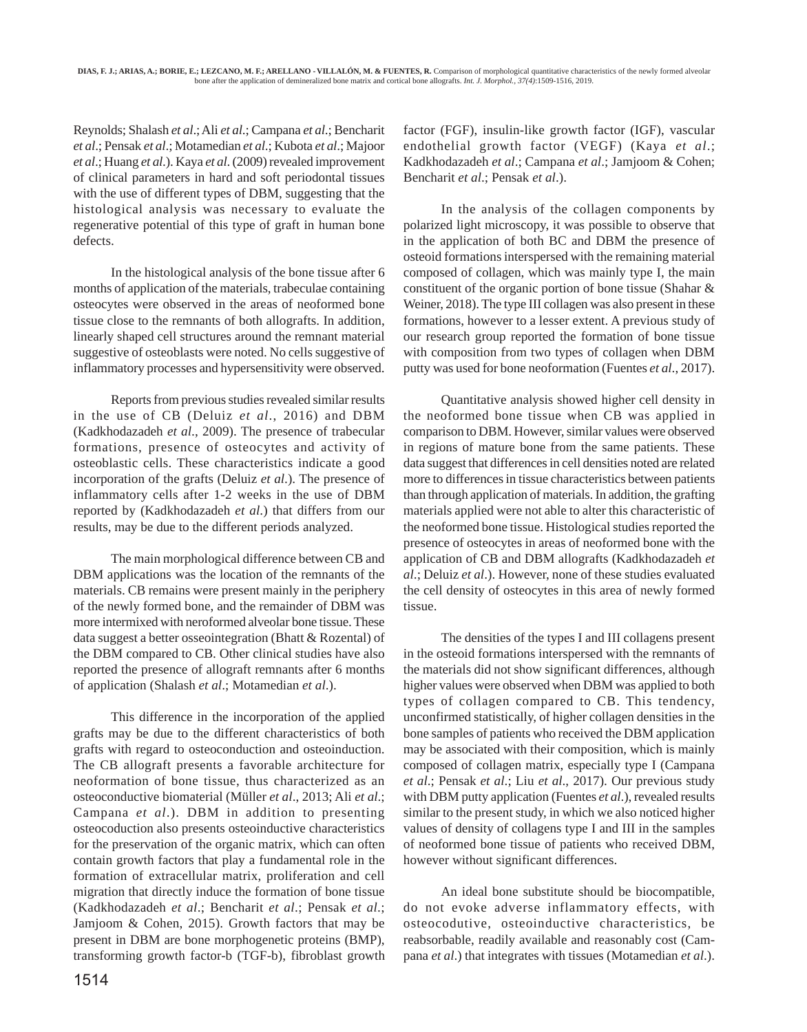Reynolds; Shalash *et al*.; Ali *et al*.; Campana *et al*.; Bencharit *et al*.; Pensak *et al*.; Motamedian *et al*.; Kubota *et al*.; Majoor *et al*.; Huang *et al*.). Kaya *et al*. (2009) revealed improvement of clinical parameters in hard and soft periodontal tissues with the use of different types of DBM, suggesting that the histological analysis was necessary to evaluate the regenerative potential of this type of graft in human bone defects.

In the histological analysis of the bone tissue after 6 months of application of the materials, trabeculae containing osteocytes were observed in the areas of neoformed bone tissue close to the remnants of both allografts. In addition, linearly shaped cell structures around the remnant material suggestive of osteoblasts were noted. No cells suggestive of inflammatory processes and hypersensitivity were observed.

Reports from previous studies revealed similar results in the use of CB (Deluiz *et al*., 2016) and DBM (Kadkhodazadeh *et al*., 2009). The presence of trabecular formations, presence of osteocytes and activity of osteoblastic cells. These characteristics indicate a good incorporation of the grafts (Deluiz *et al*.). The presence of inflammatory cells after 1-2 weeks in the use of DBM reported by (Kadkhodazadeh *et al*.) that differs from our results, may be due to the different periods analyzed.

The main morphological difference between CB and DBM applications was the location of the remnants of the materials. CB remains were present mainly in the periphery of the newly formed bone, and the remainder of DBM was more intermixed with neroformed alveolar bone tissue. These data suggest a better osseointegration (Bhatt & Rozental) of the DBM compared to CB. Other clinical studies have also reported the presence of allograft remnants after 6 months of application (Shalash *et al*.; Motamedian *et al*.).

This difference in the incorporation of the applied grafts may be due to the different characteristics of both grafts with regard to osteoconduction and osteoinduction. The CB allograft presents a favorable architecture for neoformation of bone tissue, thus characterized as an osteoconductive biomaterial (Müller *et al*., 2013; Ali *et al*.; Campana *et al*.). DBM in addition to presenting osteocoduction also presents osteoinductive characteristics for the preservation of the organic matrix, which can often contain growth factors that play a fundamental role in the formation of extracellular matrix, proliferation and cell migration that directly induce the formation of bone tissue (Kadkhodazadeh *et al*.; Bencharit *et al*.; Pensak *et al*.; Jamjoom & Cohen, 2015). Growth factors that may be present in DBM are bone morphogenetic proteins (BMP), transforming growth factor-b (TGF-b), fibroblast growth factor (FGF), insulin-like growth factor (IGF), vascular endothelial growth factor (VEGF) (Kaya *et al*.; Kadkhodazadeh *et al*.; Campana *et al*.; Jamjoom & Cohen; Bencharit *et al*.; Pensak *et al*.).

In the analysis of the collagen components by polarized light microscopy, it was possible to observe that in the application of both BC and DBM the presence of osteoid formations interspersed with the remaining material composed of collagen, which was mainly type I, the main constituent of the organic portion of bone tissue (Shahar & Weiner, 2018). The type III collagen was also present in these formations, however to a lesser extent. A previous study of our research group reported the formation of bone tissue with composition from two types of collagen when DBM putty was used for bone neoformation (Fuentes *et al*., 2017).

Quantitative analysis showed higher cell density in the neoformed bone tissue when CB was applied in comparison to DBM. However, similar values were observed in regions of mature bone from the same patients. These data suggest that differences in cell densities noted are related more to differences in tissue characteristics between patients than through application of materials. In addition, the grafting materials applied were not able to alter this characteristic of the neoformed bone tissue. Histological studies reported the presence of osteocytes in areas of neoformed bone with the application of CB and DBM allografts (Kadkhodazadeh *et al*.; Deluiz *et al*.). However, none of these studies evaluated the cell density of osteocytes in this area of newly formed tissue.

The densities of the types I and III collagens present in the osteoid formations interspersed with the remnants of the materials did not show significant differences, although higher values were observed when DBM was applied to both types of collagen compared to CB. This tendency, unconfirmed statistically, of higher collagen densities in the bone samples of patients who received the DBM application may be associated with their composition, which is mainly composed of collagen matrix, especially type I (Campana *et al*.; Pensak *et al*.; Liu *et al*., 2017). Our previous study with DBM putty application (Fuentes *et al*.), revealed results similar to the present study, in which we also noticed higher values of density of collagens type I and III in the samples of neoformed bone tissue of patients who received DBM, however without significant differences.

An ideal bone substitute should be biocompatible, do not evoke adverse inflammatory effects, with osteocodutive, osteoinductive characteristics, be reabsorbable, readily available and reasonably cost (Campana *et al*.) that integrates with tissues (Motamedian *et al*.).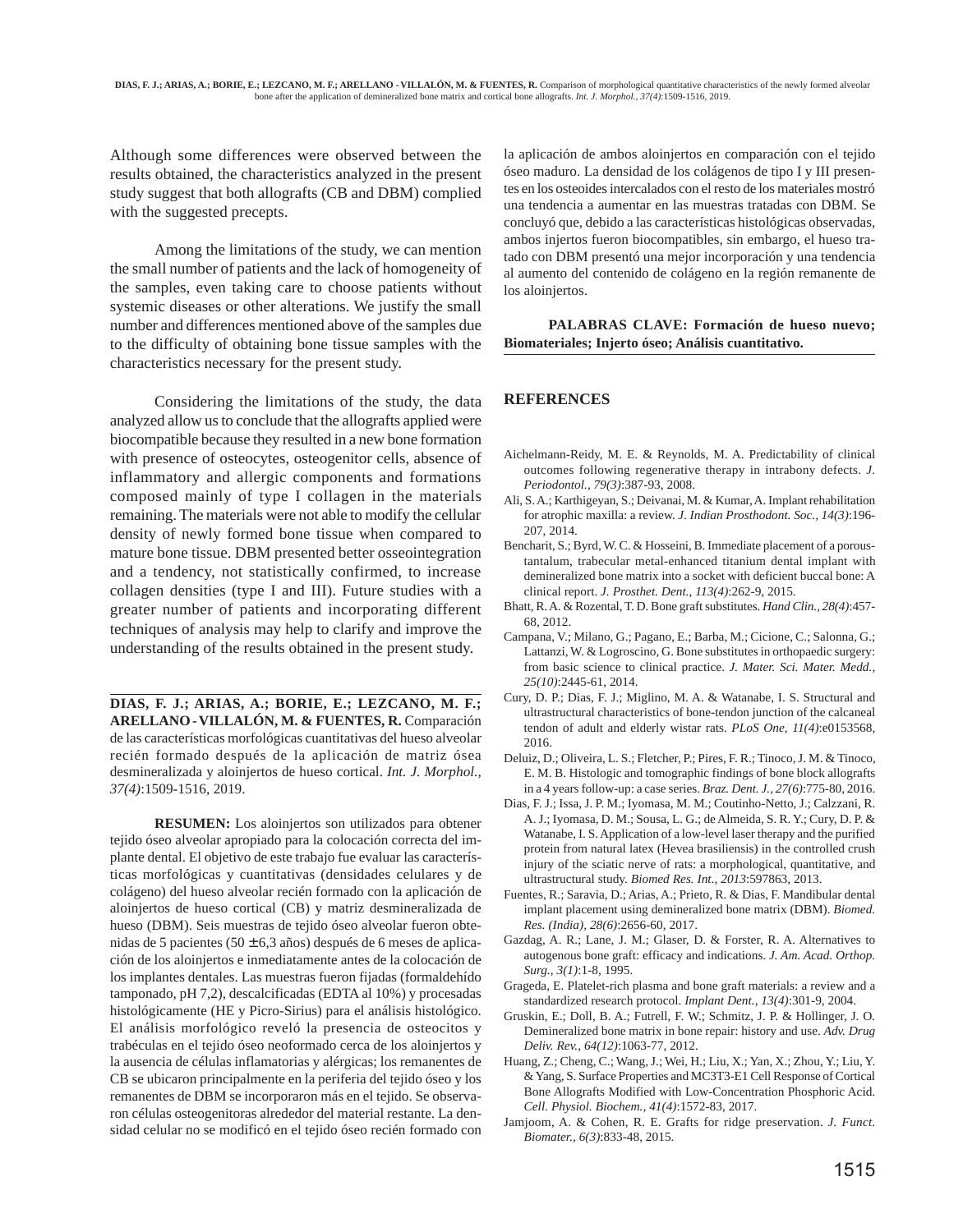Although some differences were observed between the results obtained, the characteristics analyzed in the present study suggest that both allografts (CB and DBM) complied with the suggested precepts.

Among the limitations of the study, we can mention the small number of patients and the lack of homogeneity of the samples, even taking care to choose patients without systemic diseases or other alterations. We justify the small number and differences mentioned above of the samples due to the difficulty of obtaining bone tissue samples with the characteristics necessary for the present study.

Considering the limitations of the study, the data analyzed allow us to conclude that the allografts applied were biocompatible because they resulted in a new bone formation with presence of osteocytes, osteogenitor cells, absence of inflammatory and allergic components and formations composed mainly of type I collagen in the materials remaining. The materials were not able to modify the cellular density of newly formed bone tissue when compared to mature bone tissue. DBM presented better osseointegration and a tendency, not statistically confirmed, to increase collagen densities (type I and III). Future studies with a greater number of patients and incorporating different techniques of analysis may help to clarify and improve the understanding of the results obtained in the present study.

---

**DIAS, F. J.; ARIAS, A.; BORIE, E.; LEZCANO, M. F.; ARELLANO - VILLALÓN, M. & FUENTES, R.** Comparación de las características morfológicas cuantitativas del hueso alveolar recién formado después de la aplicación de matriz ósea desmineralizada y aloinjertos de hueso cortical. *Int. J. Morphol., 37(4)*:1509-1516, 2019.

**RESUMEN:** Los aloinjertos son utilizados para obtener tejido óseo alveolar apropiado para la colocación correcta del implante dental. El objetivo de este trabajo fue evaluar las características morfológicas y cuantitativas (densidades celulares y de colágeno) del hueso alveolar recién formado con la aplicación de aloinjertos de hueso cortical (CB) y matriz desmineralizada de hueso (DBM). Seis muestras de tejido óseo alveolar fueron obtenidas de 5 pacientes (50 ± 6,3 años) después de 6 meses de aplicación de los aloinjertos e inmediatamente antes de la colocación de los implantes dentales. Las muestras fueron fijadas (formaldehído tamponado, pH 7,2), descalcificadas (EDTA al 10%) y procesadas histológicamente (HE y Picro-Sirius) para el análisis histológico. El análisis morfológico reveló la presencia de osteocitos y trabéculas en el tejido óseo neoformado cerca de los aloinjertos y la ausencia de células inflamatorias y alérgicas; los remanentes de CB se ubicaron principalmente en la periferia del tejido óseo y los remanentes de DBM se incorporaron más en el tejido. Se observaron células osteogenitoras alrededor del material restante. La densidad celular no se modificó en el tejido óseo recién formado con la aplicación de ambos aloinjertos en comparación con el tejido óseo maduro. La densidad de los colágenos de tipo I y III presentes en los osteoides intercalados con el resto de los materiales mostró una tendencia a aumentar en las muestras tratadas con DBM. Se concluyó que, debido a las características histológicas observadas, ambos injertos fueron biocompatibles, sin embargo, el hueso tratado con DBM presentó una mejor incorporación y una tendencia al aumento del contenido de colágeno en la región remanente de los aloinjertos.

**PALABRAS CLAVE: Formación de hueso nuevo; Biomateriales; Injerto óseo; Análisis cuantitativo.**

---

## REFERENCES

Aichelmann-Reidy, M. E. & Reynolds, M. A. Predictability of clinical outcomes following regenerative therapy in intrabony defects. *J. Periodontol., 79(3)*:387-93, 2008.

Ali, S. A.; Karthigeyan, S.; Deivanai, M. & Kumar, A. Implant rehabilitation for atrophic maxilla: a review. *J. Indian Prosthodont. Soc., 14(3)*:196-207, 2014.

Bencharit, S.; Byrd, W. C. & Hosseini, B. Immediate placement of a porous-tantalum, trabecular metal-enhanced titanium dental implant with demineralized bone matrix into a socket with deficient buccal bone: A clinical report. *J. Prosthet. Dent., 113(4)*:262-9, 2015.

Bhatt, R. A. & Rozental, T. D. Bone graft substitutes. *Hand Clin., 28(4)*:457-68, 2012.

Campana, V.; Milano, G.; Pagano, E.; Barba, M.; Cicione, C.; Salonna, G.; Lattanzi, W. & Logroscino, G. Bone substitutes in orthopaedic surgery: from basic science to clinical practice. *J. Mater. Sci. Mater. Medd., 25(10)*:2445-61, 2014.

Cury, D. P.; Dias, F. J.; Miglino, M. A. & Watanabe, I. S. Structural and ultrastructural characteristics of bone-tendon junction of the calcaneal tendon of adult and elderly wistar rats. *PLoS One, 11(4)*:e0153568, 2016.

Deluiz, D.; Oliveira, L. S.; Fletcher, P.; Pires, F. R.; Tinoco, J. M. & Tinoco, E. M. B. Histologic and tomographic findings of bone block allografts in a 4 years follow-up: a case series. *Braz. Dent. J., 27(6)*:775-80, 2016.

Dias, F. J.; Issa, J. P. M.; Iyomasa, M. M.; Coutinho-Netto, J.; Calzzani, R. A. J.; Iyomasa, D. M.; Sousa, L. G.; de Almeida, S. R. Y.; Cury, D. P. & Watanabe, I. S. Application of a low-level laser therapy and the purified protein from natural latex (Hevea brasiliensis) in the controlled crush injury of the sciatic nerve of rats: a morphological, quantitative, and ultrastructural study. *Biomed Res. Int., 2013*:597863, 2013.

Fuentes, R.; Saravia, D.; Arias, A.; Prieto, R. & Dias, F. Mandibular dental implant placement using demineralized bone matrix (DBM). *Biomed. Res. (India), 28(6)*:2656-60, 2017.

Gazdag, A. R.; Lane, J. M.; Glaser, D. & Forster, R. A. Alternatives to autogenous bone graft: efficacy and indications. *J. Am. Acad. Orthop. Surg., 3(1)*:1-8, 1995.

Grageda, E. Platelet-rich plasma and bone graft materials: a review and a standardized research protocol. *Implant Dent., 13(4)*:301-9, 2004.

Gruskin, E.; Doll, B. A.; Futrell, F. W.; Schmitz, J. P. & Hollinger, J. O. Demineralized bone matrix in bone repair: history and use. *Adv. Drug Deliv. Rev., 64(12)*:1063-77, 2012.

Huang, Z.; Cheng, C.; Wang, J.; Wei, H.; Liu, X.; Yan, X.; Zhou, Y.; Liu, Y. & Yang, S. Surface Properties and MC3T3-E1 Cell Response of Cortical Bone Allografts Modified with Low-Concentration Phosphoric Acid. *Cell. Physiol. Biochem., 41(4)*:1572-83, 2017.

Jamjoom, A. & Cohen, R. E. Grafts for ridge preservation. *J. Funct. Biomater., 6(3)*:833-48, 2015.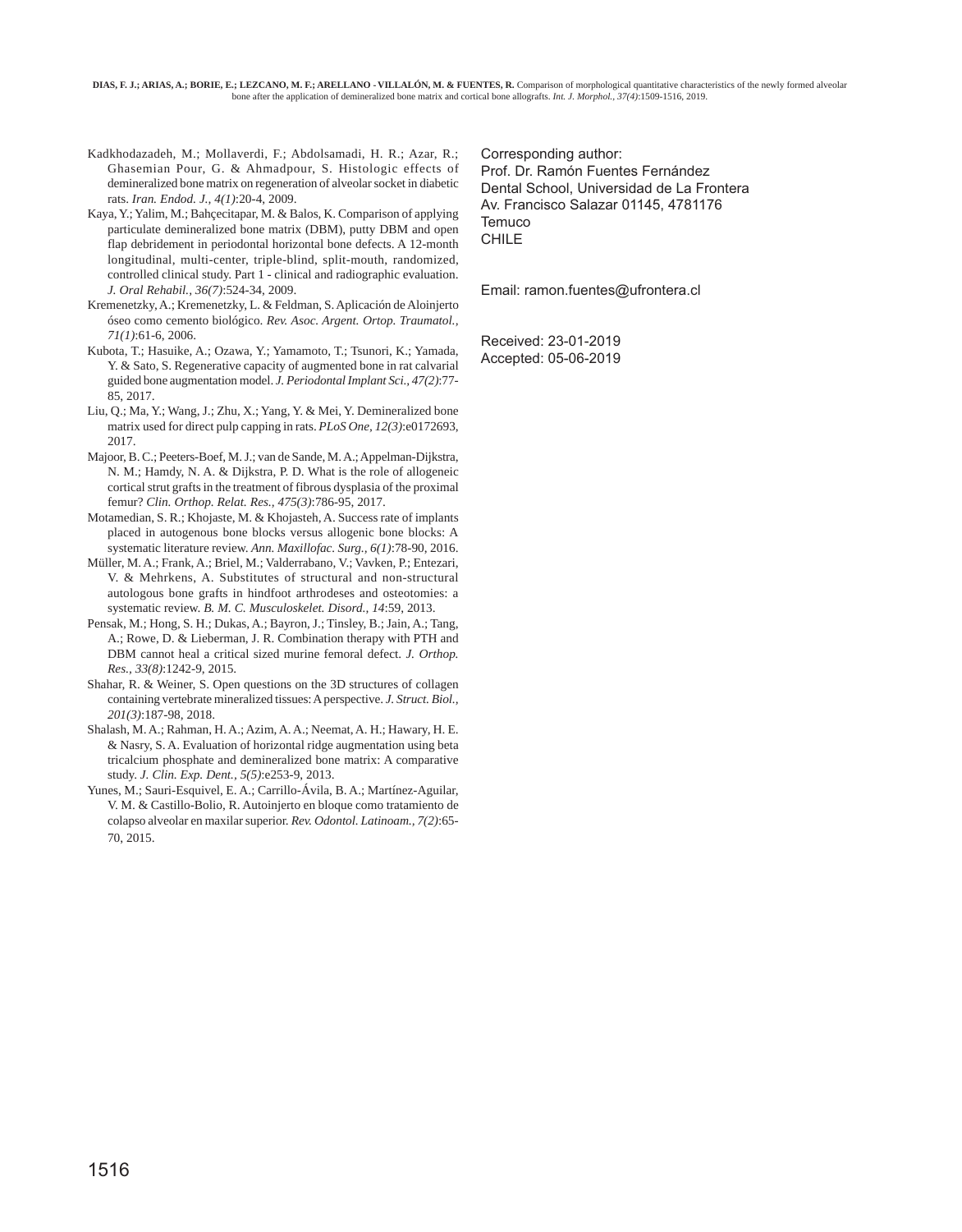Kadkhodazadeh, M.; Mollaverdi, F.; Abdolsamadi, H. R.; Azar, R.; Ghasemian Pour, G. & Ahmadpour, S. Histologic effects of demineralized bone matrix on regeneration of alveolar socket in diabetic rats. *Iran. Endod. J., 4(1)*:20-4, 2009.

Kaya, Y.; Yalim, M.; Bahçecitapar, M. & Balos, K. Comparison of applying particulate demineralized bone matrix (DBM), putty DBM and open flap debridement in periodontal horizontal bone defects. A 12-month longitudinal, multi-center, triple-blind, split-mouth, randomized, controlled clinical study. Part 1 - clinical and radiographic evaluation. *J. Oral Rehabil., 36(7)*:524-34, 2009.

Kremenetzky, A.; Kremenetzky, L. & Feldman, S. Aplicación de Aloinjerto óseo como cemento biológico. *Rev. Asoc. Argent. Ortop. Traumatol., 71(1)*:61-6, 2006.

Kubota, T.; Hasuike, A.; Ozawa, Y.; Yamamoto, T.; Tsunori, K.; Yamada, Y. & Sato, S. Regenerative capacity of augmented bone in rat calvarial guided bone augmentation model. *J. Periodontal Implant Sci., 47(2)*:77-85, 2017.

Liu, Q.; Ma, Y.; Wang, J.; Zhu, X.; Yang, Y. & Mei, Y. Demineralized bone matrix used for direct pulp capping in rats. *PLoS One, 12(3)*:e0172693, 2017.

Majoor, B. C.; Peeters-Boef, M. J.; van de Sande, M. A.; Appelman-Dijkstra, N. M.; Hamdy, N. A. & Dijkstra, P. D. What is the role of allogeneic cortical strut grafts in the treatment of fibrous dysplasia of the proximal femur? *Clin. Orthop. Relat. Res., 475(3)*:786-95, 2017.

Motamedian, S. R.; Khojaste, M. & Khojasteh, A. Success rate of implants placed in autogenous bone blocks versus allogenic bone blocks: A systematic literature review. *Ann. Maxillofac. Surg., 6(1)*:78-90, 2016.

Müller, M. A.; Frank, A.; Briel, M.; Valderrabano, V.; Vavken, P.; Entezari, V. & Mehrkens, A. Substitutes of structural and non-structural autologous bone grafts in hindfoot arthrodeses and osteotomies: a systematic review. *B. M. C. Musculoskelet. Disord., 14*:59, 2013.

Pensak, M.; Hong, S. H.; Dukas, A.; Bayron, J.; Tinsley, B.; Jain, A.; Tang, A.; Rowe, D. & Lieberman, J. R. Combination therapy with PTH and DBM cannot heal a critical sized murine femoral defect. *J. Orthop. Res., 33(8)*:1242-9, 2015.

Shahar, R. & Weiner, S. Open questions on the 3D structures of collagen containing vertebrate mineralized tissues: A perspective. *J. Struct. Biol., 201(3)*:187-98, 2018.

Shalash, M. A.; Rahman, H. A.; Azim, A. A.; Neemat, A. H.; Hawary, H. E. & Nasry, S. A. Evaluation of horizontal ridge augmentation using beta tricalcium phosphate and demineralized bone matrix: A comparative study. *J. Clin. Exp. Dent., 5(5)*:e253-9, 2013.

Yunes, M.; Sauri-Esquivel, E. A.; Carrillo-Ávila, B. A.; Martínez-Aguilar, V. M. & Castillo-Bolio, R. Autoinjerto en bloque como tratamiento de colapso alveolar en maxilar superior. *Rev. Odontol. Latinoam., 7(2)*:65-70, 2015.

Corresponding author:
Prof. Dr. Ramón Fuentes Fernández
Dental School, Universidad de La Frontera
Av. Francisco Salazar 01145, 4781176
Temuco
CHILE

Email: ramon.fuentes@ufrontera.cl

Received: 23-01-2019
Accepted: 05-06-2019